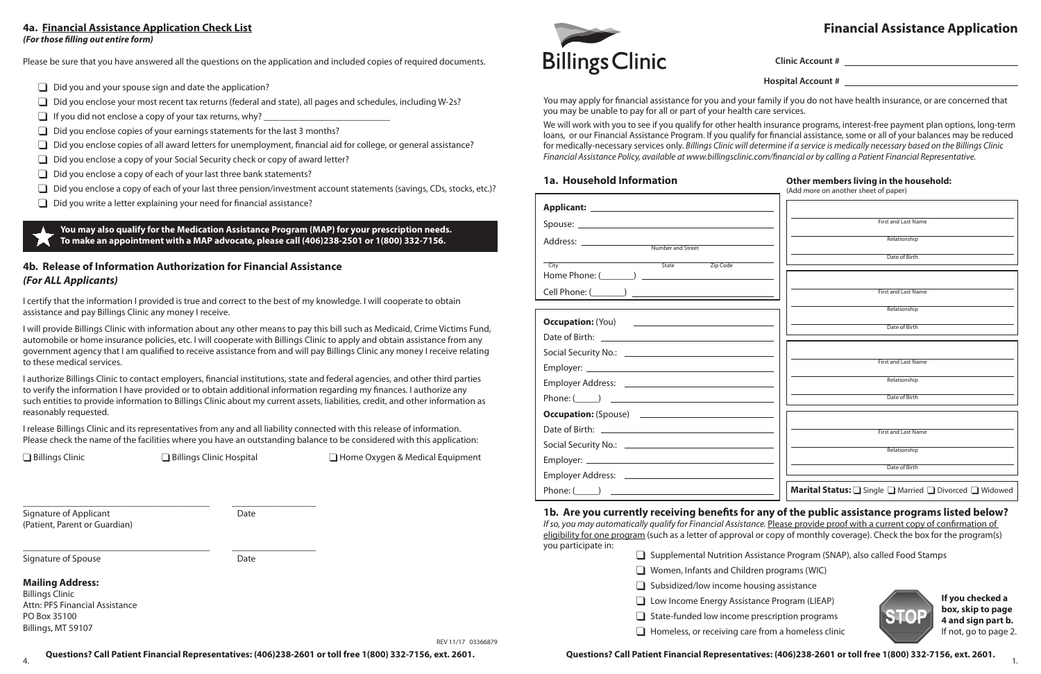## 4a. Financial Assistance Application Check List

*(For those filling out entire form)*

Please be sure that you have answered all the questions on the application and included copies of required documents.

- ❑ Did you and your spouse sign and date the application?
- ❑ Did you enclose your most recent tax returns (federal and state), all pages and schedules, including W-2s?
- ❑ If you did not enclose a copy of your tax returns, why? ____________________________
- ❑ Did you enclose copies of your earnings statements for the last 3 months?
- ❑ Did you enclose copies of all award letters for unemployment, financial aid for college, or general assistance?
- ❑ Did you enclose a copy of your Social Security check or copy of award letter?
- ❑ Did you enclose a copy of each of your last three bank statements?
- ❑ Did you enclose a copy of each of your last three pension/investment account statements (savings, CDs, stocks, etc.)?
- ❑ Did you write a letter explaining your need for financial assistance?

**You may also qualify for the Medication Assistance Program (MAP) for your prescription needs. To make an appointment with a MAP advocate, please call (406)238-2501 or 1(800) 332-7156.**

## 4b. Release of Information Authorization for Financial Assistance

***(For ALL Applicants)***

I certify that the information I provided is true and correct to the best of my knowledge. I will cooperate to obtain assistance and pay Billings Clinic any money I receive.

I will provide Billings Clinic with information about any other means to pay this bill such as Medicaid, Crime Victims Fund, automobile or home insurance policies, etc. I will cooperate with Billings Clinic to apply and obtain assistance from any government agency that I am qualified to receive assistance from and will pay Billings Clinic any money I receive relating to these medical services.

I authorize Billings Clinic to contact employers, financial institutions, state and federal agencies, and other third parties to verify the information I have provided or to obtain additional information regarding my finances. I authorize any such entities to provide information to Billings Clinic about my current assets, liabilities, credit, and other information as reasonably requested.

I release Billings Clinic and its representatives from any and all liability connected with this release of information. Please check the name of the facilities where you have an outstanding balance to be considered with this application:

❑ Billings Clinic    ❑ Billings Clinic Hospital    ❑ Home Oxygen & Medical Equipment

_________________________________ _______________
Signature of Applicant (Patient, Parent or Guardian)    Date

_________________________________ _______________
Signature of Spouse    Date

**Mailing Address:**
Billings Clinic
Attn: PFS Financial Assistance
PO Box 35100
Billings, MT 59107

REV 11/17 03366879

**Questions? Call Patient Financial Representatives: (406)238-2601 or toll free 1(800) 332-7156, ext. 2601.**

# Billings Clinic

# Financial Assistance Application

**Clinic Account #** ____________________

**Hospital Account #** ____________________

You may apply for financial assistance for you and your family if you do not have health insurance, or are concerned that you may be unable to pay for all or part of your health care services.

We will work with you to see if you qualify for other health insurance programs, interest-free payment plan options, long-term loans, or our Financial Assistance Program. If you qualify for financial assistance, some or all of your balances may be reduced for medically-necessary services only. *Billings Clinic will determine if a service is medically necessary based on the Billings Clinic Financial Assistance Policy, available at www.billingsclinic.com/financial or by calling a Patient Financial Representative.*

## 1a. Household Information

**Applicant:** ____________________
Spouse: ____________________
Address: ____________________ (Number and Street)
____________________ (City / State / Zip Code)
Home Phone: (_______) ____________________
Cell Phone: (_______) ____________________

**Occupation:** (You) ____________________
Date of Birth: ____________________
Social Security No.: ____________________
Employer: ____________________
Employer Address: ____________________
Phone: (_____) ____________________

**Occupation:** (Spouse) ____________________
Date of Birth: ____________________
Social Security No.: ____________________
Employer: ____________________
Employer Address: ____________________
Phone: (_____) ____________________

**Other members living in the household:**
(Add more on another sheet of paper)

| First and Last Name | Relationship | Date of Birth |
|---|---|---|
| | | |
| | | |
| | | |
| | | |

**Marital Status:** ❑ Single ❑ Married ❑ Divorced ❑ Widowed

## 1b. Are you currently receiving benefits for any of the public assistance programs listed below?

*If so, you may automatically qualify for Financial Assistance.* Please provide proof with a current copy of confirmation of eligibility for one program (such as a letter of approval or copy of monthly coverage). Check the box for the program(s) you participate in:

- ❑ Supplemental Nutrition Assistance Program (SNAP), also called Food Stamps
- ❑ Women, Infants and Children programs (WIC)
- ❑ Subsidized/low income housing assistance
- ❑ Low Income Energy Assistance Program (LIEAP)
- ❑ State-funded low income prescription programs
- ❑ Homeless, or receiving care from a homeless clinic

STOP **If you checked a box, skip to page 4 and sign part b.** If not, go to page 2.

**Questions? Call Patient Financial Representatives: (406)238-2601 or toll free 1(800) 332-7156, ext. 2601.**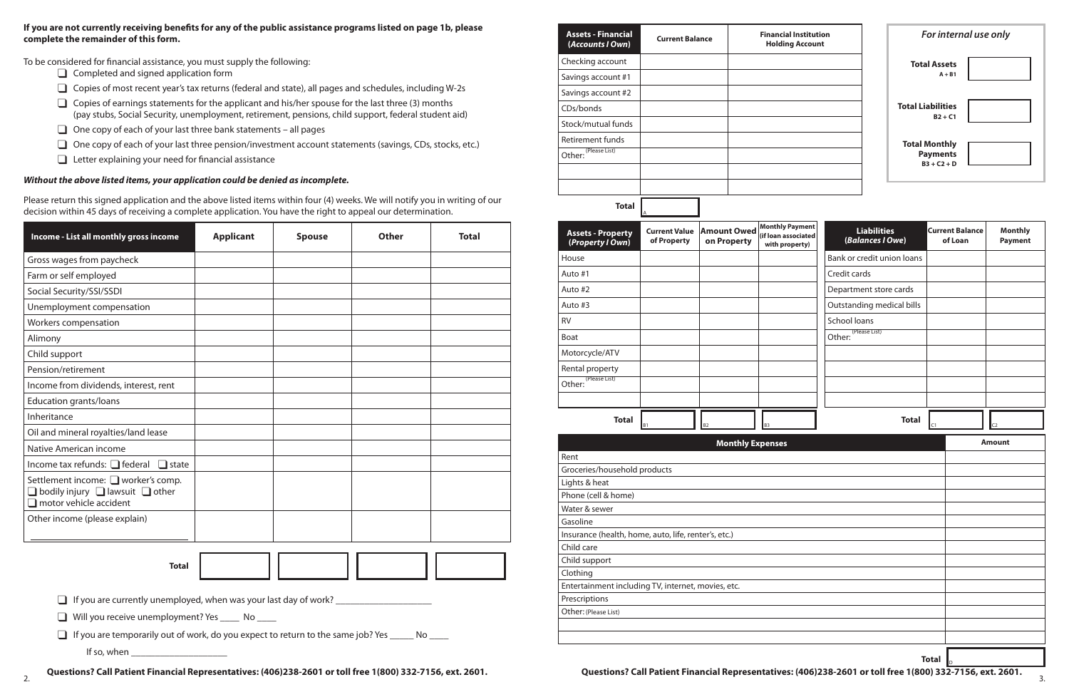**If you are not currently receiving benefits for any of the public assistance programs listed on page 1b, please complete the remainder of this form.**

To be considered for financial assistance, you must supply the following:

- ❑ Completed and signed application form
- ❑ Copies of most recent year's tax returns (federal and state), all pages and schedules, including W-2s
- ❑ Copies of earnings statements for the applicant and his/her spouse for the last three (3) months (pay stubs, Social Security, unemployment, retirement, pensions, child support, federal student aid)
- ❑ One copy of each of your last three bank statements – all pages
- ❑ One copy of each of your last three pension/investment account statements (savings, CDs, stocks, etc.)
- ❑ Letter explaining your need for financial assistance

***Without the above listed items, your application could be denied as incomplete.***

Please return this signed application and the above listed items within four (4) weeks. We will notify you in writing of our decision within 45 days of receiving a complete application. You have the right to appeal our determination.

| Income - List all monthly gross income | Applicant | Spouse | Other | Total |
|---|---|---|---|---|
| Gross wages from paycheck | | | | |
| Farm or self employed | | | | |
| Social Security/SSI/SSDI | | | | |
| Unemployment compensation | | | | |
| Workers compensation | | | | |
| Alimony | | | | |
| Child support | | | | |
| Pension/retirement | | | | |
| Income from dividends, interest, rent | | | | |
| Education grants/loans | | | | |
| Inheritance | | | | |
| Oil and mineral royalties/land lease | | | | |
| Native American income | | | | |
| Income tax refunds: ❑ federal ❑ state | | | | |
| Settlement income: ❑ worker's comp. ❑ bodily injury ❑ lawsuit ❑ other ❑ motor vehicle accident | | | | |
| Other income (please explain) ______________ | | | | |
| **Total** | | | | |

- ❑ If you are currently unemployed, when was your last day of work? ____________________
- ❑ Will you receive unemployment? Yes ____ No ____
- ❑ If you are temporarily out of work, do you expect to return to the same job? Yes _____ No ____

  If so, when ____________________

**Questions? Call Patient Financial Representatives: (406)238-2601 or toll free 1(800) 332-7156, ext. 2601.**

| **Assets - Financial (*Accounts I Own*)** | **Current Balance** | **Financial Institution Holding Account** |
|---|---|---|
| Checking account | | |
| Savings account #1 | | |
| Savings account #2 | | |
| CDs/bonds | | |
| Stock/mutual funds | | |
| Retirement funds | | |
| Other: (Please List) | | |
| | | |
| | | |
| **Total** | A | |

*For internal use only*

| | |
|---|---|
| **Total Assets** A + B1 | |
| **Total Liabilities** B2 + C1 | |
| **Total Monthly Payments** B3 + C2 + D | |

| **Assets - Property (*Property I Own*)** | **Current Value of Property** | **Amount Owed on Property** | **Monthly Payment (if loan associated with property)** |
|---|---|---|---|
| House | | | |
| Auto #1 | | | |
| Auto #2 | | | |
| Auto #3 | | | |
| RV | | | |
| Boat | | | |
| Motorcycle/ATV | | | |
| Rental property | | | |
| Other: (Please List) | | | |
| | | | |
| **Total** | B1 | B2 | B3 |

| **Liabilities (*Balances I Owe*)** | **Current Balance of Loan** | **Monthly Payment** |
|---|---|---|
| Bank or credit union loans | | |
| Credit cards | | |
| Department store cards | | |
| Outstanding medical bills | | |
| School loans | | |
| Other: (Please List) | | |
| | | |
| | | |
| | | |
| | | |
| **Total** | C1 | C2 |

| **Monthly Expenses** | **Amount** |
|---|---|
| Rent | |
| Groceries/household products | |
| Lights & heat | |
| Phone (cell & home) | |
| Water & sewer | |
| Gasoline | |
| Insurance (health, home, auto, life, renter's, etc.) | |
| Child care | |
| Child support | |
| Clothing | |
| Entertainment including TV, internet, movies, etc. | |
| Prescriptions | |
| Other: (Please List) | |
| | |
| | |
| **Total** | D |

**Questions? Call Patient Financial Representatives: (406)238-2601 or toll free 1(800) 332-7156, ext. 2601.**